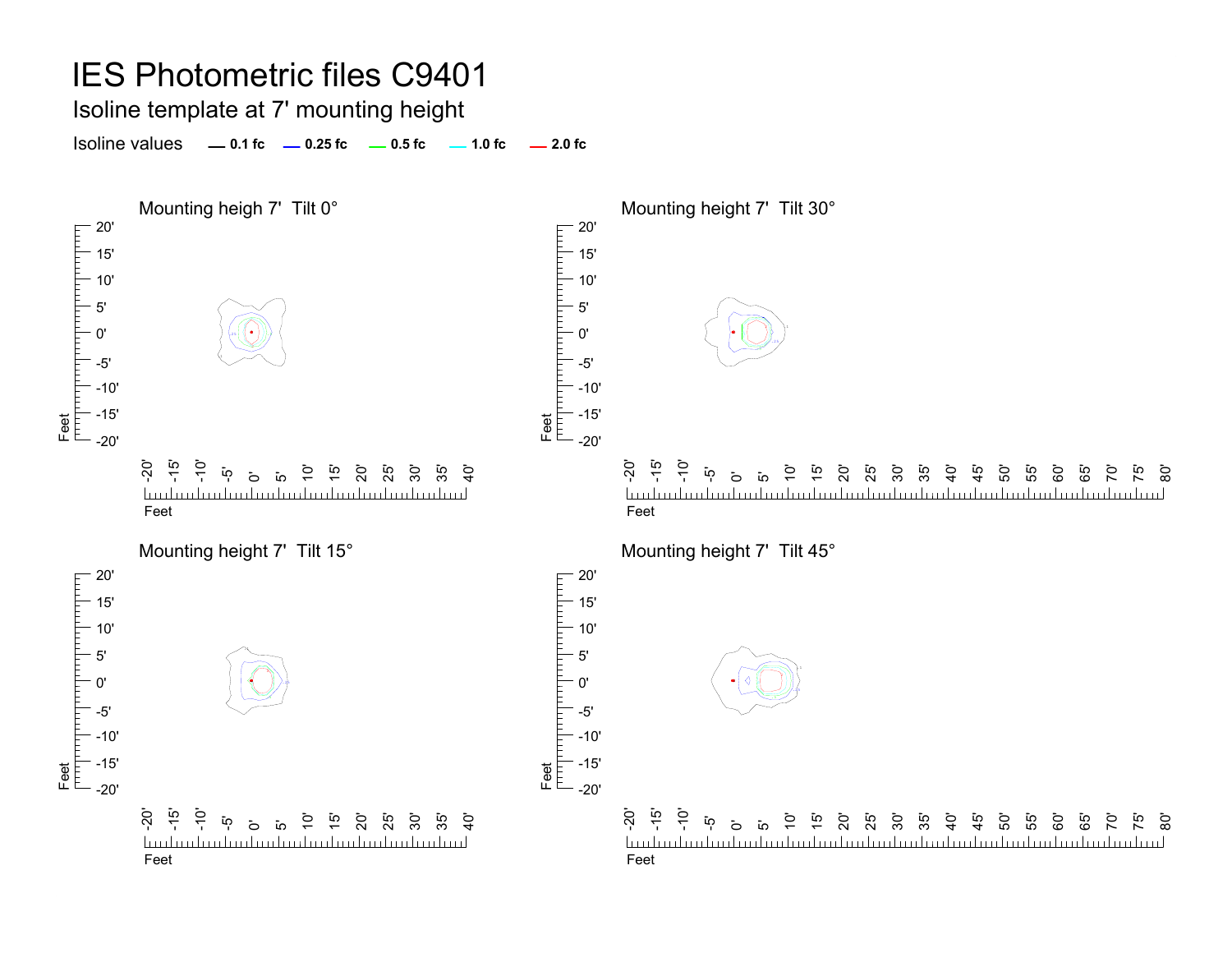# IES Photometric files C9401

## Isoline template at 7' mounting height

Isoline values — 0.1 fc — 0.25 fc — 0.5 fc — 1.0 fc — 2.0 fc

### Mounting heigh 7' Tilt 0°

### Mounting height 7' Tilt 30°

### Mounting height 7' Tilt 15°

### Mounting height 7' Tilt 45°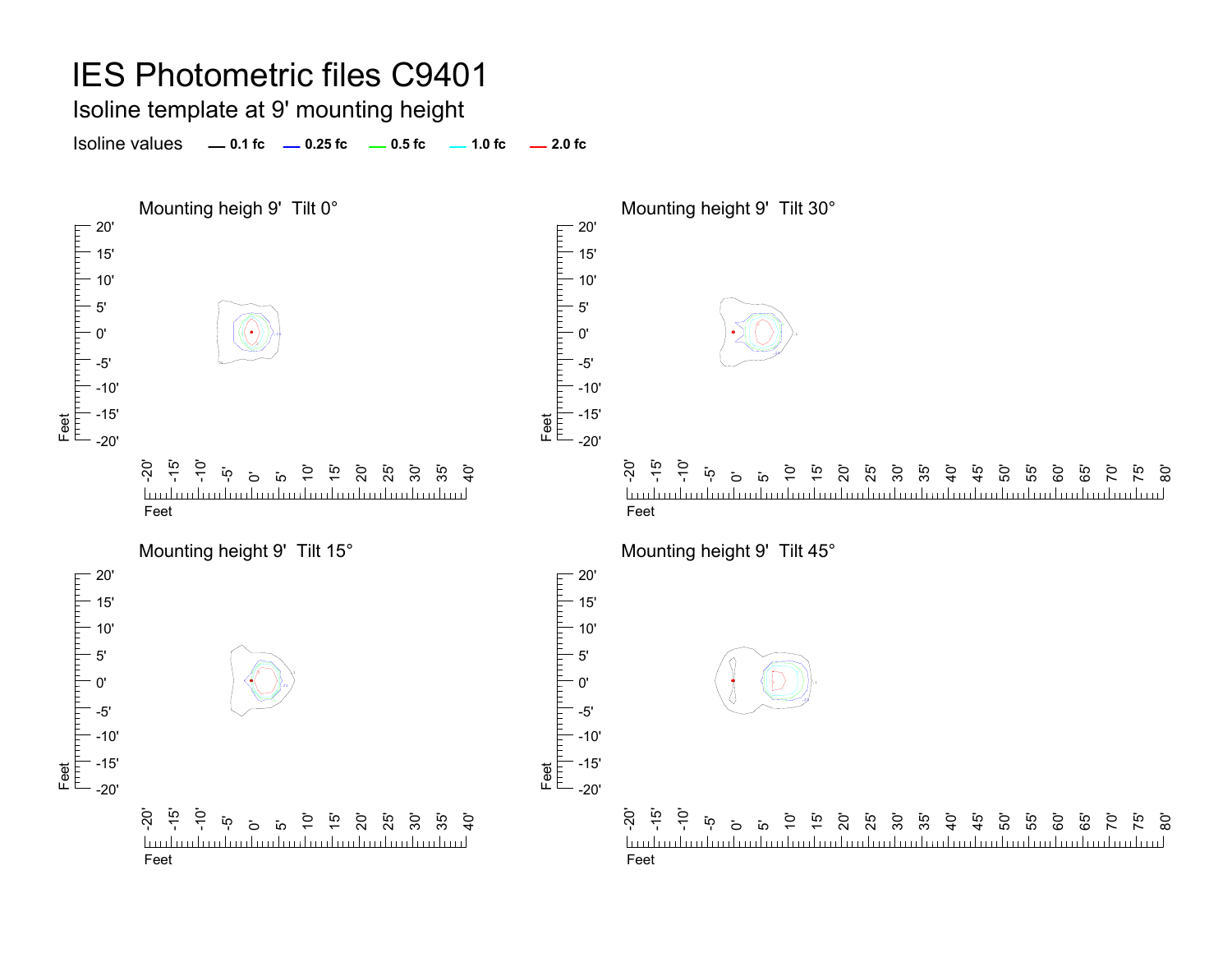# IES Photometric files C9401

## Isoline template at 9' mounting height

Isoline values — 0.1 fc — 0.25 fc — 0.5 fc — 1.0 fc — 2.0 fc

### Mounting heigh 9' Tilt 0°

### Mounting height 9' Tilt 30°

### Mounting height 9' Tilt 15°

### Mounting height 9' Tilt 45°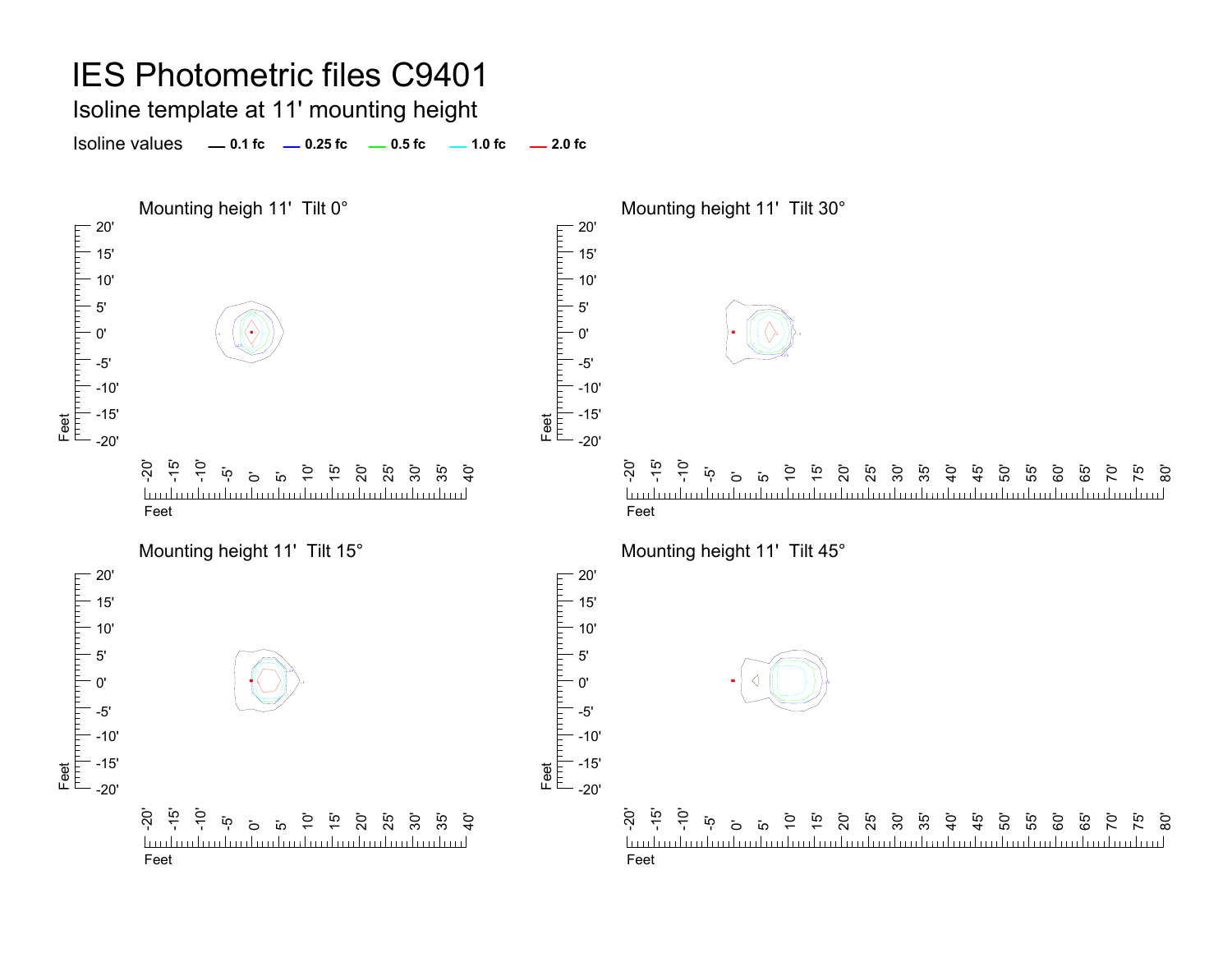# IES Photometric files C9401

## Isoline template at 11' mounting height

Isoline values — 0.1 fc — 0.25 fc — 0.5 fc — 1.0 fc — 2.0 fc

Mounting heigh 11' Tilt 0°

Mounting height 11' Tilt 30°

Mounting height 11' Tilt 15°

Mounting height 11' Tilt 45°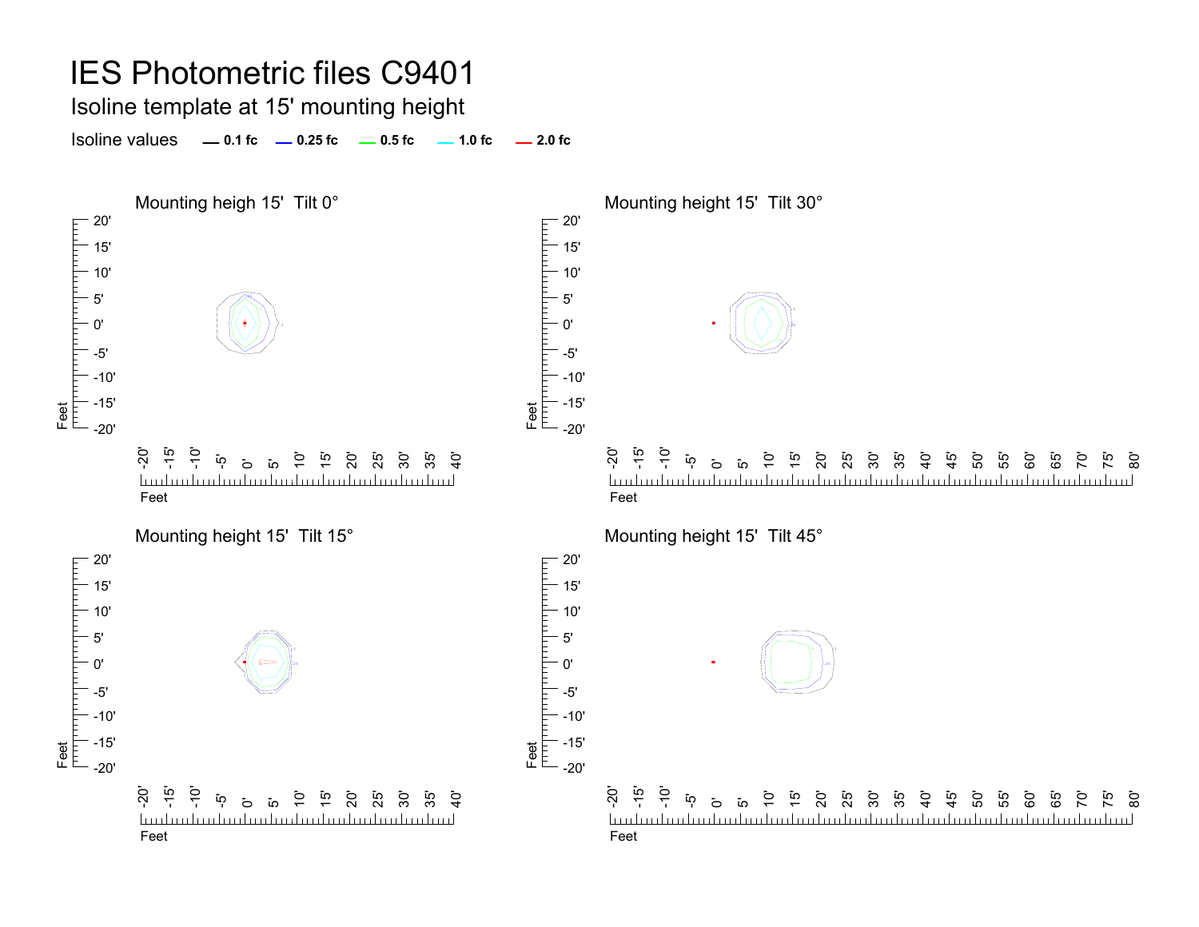# IES Photometric files C9401

## Isoline template at 15' mounting height

Isoline values — 0.1 fc — 0.25 fc — 0.5 fc — 1.0 fc — 2.0 fc

### Mounting heigh 15' Tilt 0°

### Mounting height 15' Tilt 30°

### Mounting height 15' Tilt 15°

### Mounting height 15' Tilt 45°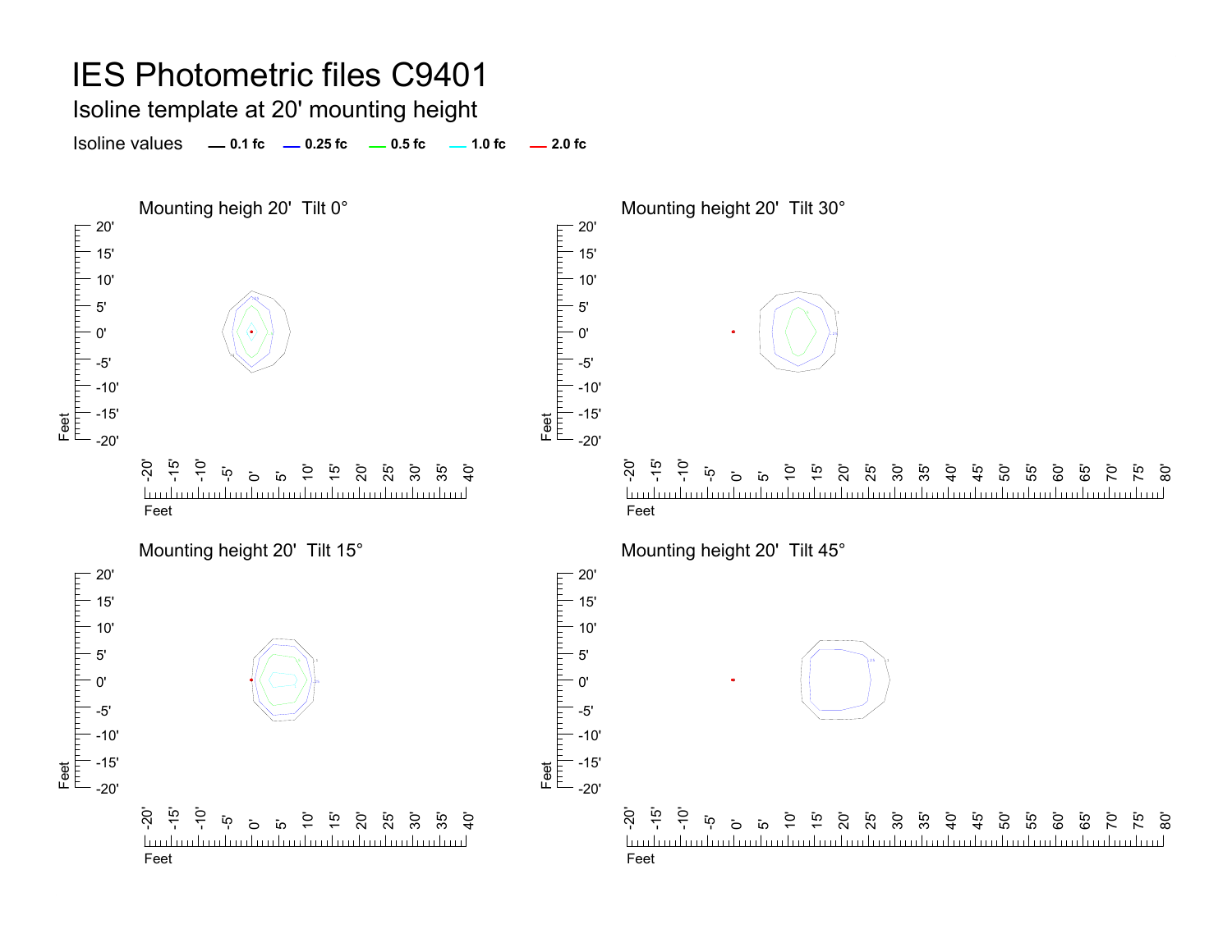# IES Photometric files C9401

## Isoline template at 20' mounting height

Isoline values — 0.1 fc — 0.25 fc — 0.5 fc — 1.0 fc — 2.0 fc

Mounting heigh 20' Tilt 0°

Mounting height 20' Tilt 30°

Mounting height 20' Tilt 15°

Mounting height 20' Tilt 45°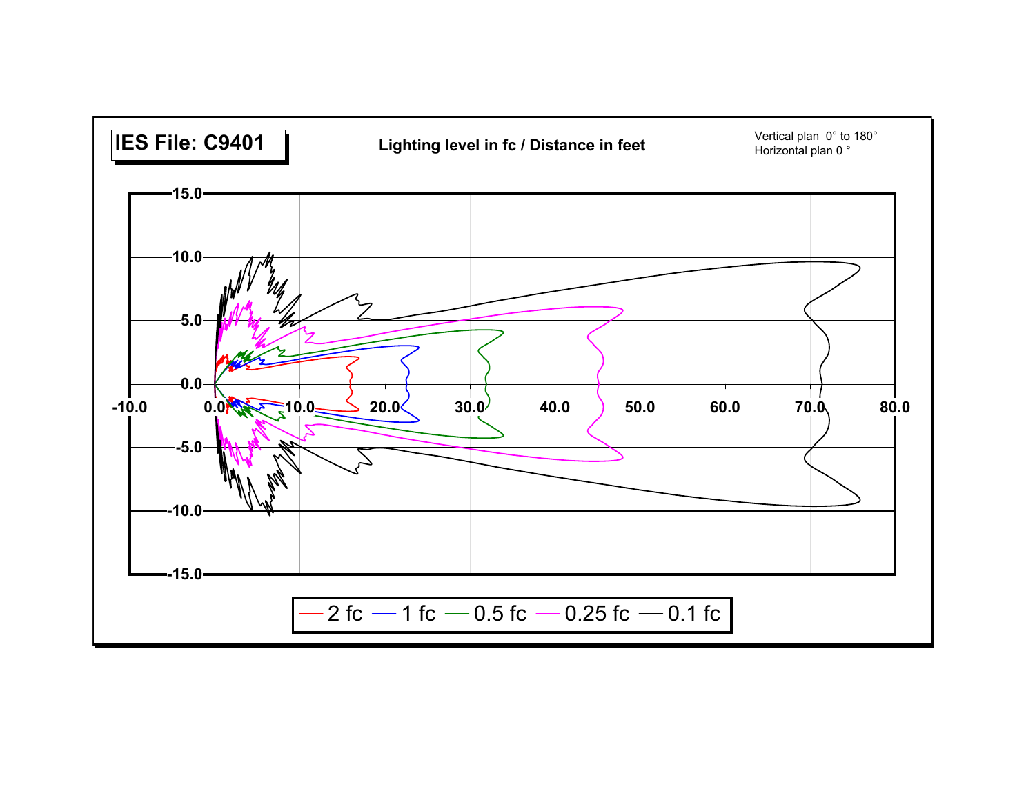**IES File: C9401**

**Lighting level in fc / Distance in feet**

Vertical plan 0° to 180°
Horizontal plan 0 °

15.0
10.0
5.0
0.0
-5.0
-10.0
-15.0

-10.0
0.0
10.0
20.0
30.0
40.0
50.0
60.0
70.0
80.0

2 fc
1 fc
0.5 fc
0.25 fc
0.1 fc